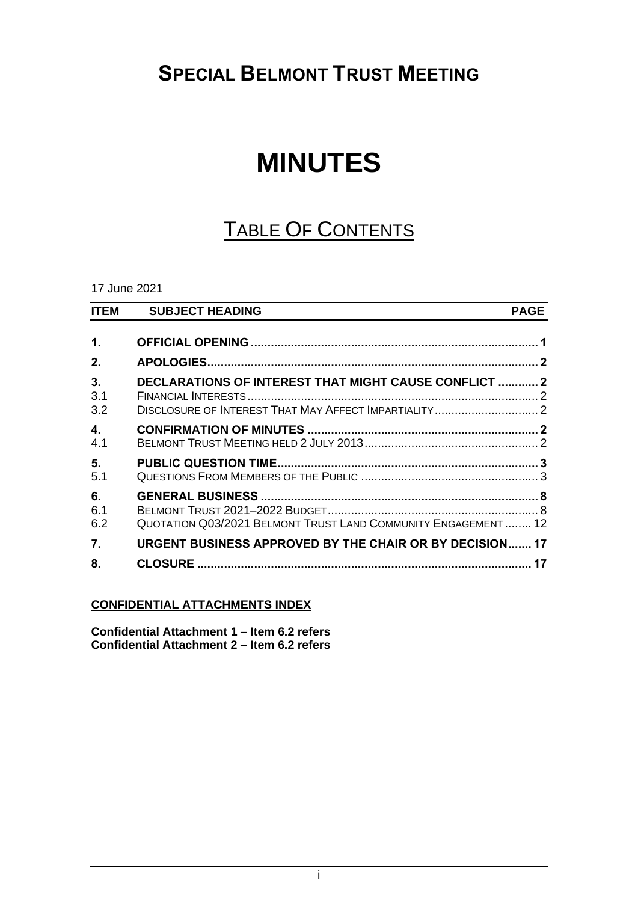# SPECIAL BELMONT TRUST MEETING

# MINUTES

## TABLE OF CONTENTS

17 June 2021

| ITEM | SUBJECT HEADING | PAGE |
|---|---|---|
| **1.** | **OFFICIAL OPENING** | **1** |
| **2.** | **APOLOGIES** | **2** |
| **3.** | **DECLARATIONS OF INTEREST THAT MIGHT CAUSE CONFLICT** | **2** |
| 3.1 | FINANCIAL INTERESTS | 2 |
| 3.2 | DISCLOSURE OF INTEREST THAT MAY AFFECT IMPARTIALITY | 2 |
| **4.** | **CONFIRMATION OF MINUTES** | **2** |
| 4.1 | BELMONT TRUST MEETING HELD 2 JULY 2013 | 2 |
| **5.** | **PUBLIC QUESTION TIME** | **3** |
| 5.1 | QUESTIONS FROM MEMBERS OF THE PUBLIC | 3 |
| **6.** | **GENERAL BUSINESS** | **8** |
| 6.1 | BELMONT TRUST 2021–2022 BUDGET | 8 |
| 6.2 | QUOTATION Q03/2021 BELMONT TRUST LAND COMMUNITY ENGAGEMENT | 12 |
| **7.** | **URGENT BUSINESS APPROVED BY THE CHAIR OR BY DECISION** | **17** |
| **8.** | **CLOSURE** | **17** |

**CONFIDENTIAL ATTACHMENTS INDEX**

**Confidential Attachment 1 – Item 6.2 refers**
**Confidential Attachment 2 – Item 6.2 refers**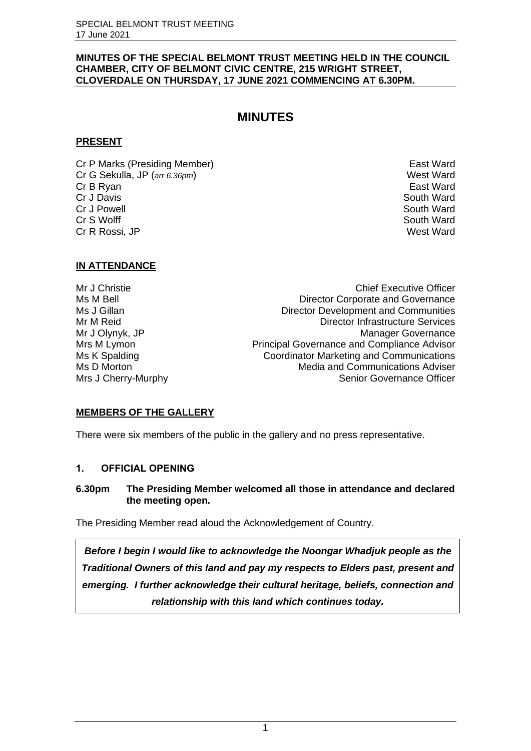**MINUTES OF THE SPECIAL BELMONT TRUST MEETING HELD IN THE COUNCIL CHAMBER, CITY OF BELMONT CIVIC CENTRE, 215 WRIGHT STREET, CLOVERDALE ON THURSDAY, 17 JUNE 2021 COMMENCING AT 6.30PM.**

# MINUTES

## PRESENT

| | |
|---|---|
| Cr P Marks (Presiding Member) | East Ward |
| Cr G Sekulla, JP (*arr 6.36pm*) | West Ward |
| Cr B Ryan | East Ward |
| Cr J Davis | South Ward |
| Cr J Powell | South Ward |
| Cr S Wolff | South Ward |
| Cr R Rossi, JP | West Ward |

## IN ATTENDANCE

| | |
|---|---|
| Mr J Christie | Chief Executive Officer |
| Ms M Bell | Director Corporate and Governance |
| Ms J Gillan | Director Development and Communities |
| Mr M Reid | Director Infrastructure Services |
| Mr J Olynyk, JP | Manager Governance |
| Mrs M Lymon | Principal Governance and Compliance Advisor |
| Ms K Spalding | Coordinator Marketing and Communications |
| Ms D Morton | Media and Communications Adviser |
| Mrs J Cherry-Murphy | Senior Governance Officer |

## MEMBERS OF THE GALLERY

There were six members of the public in the gallery and no press representative.

## 1. OFFICIAL OPENING

**6.30pm The Presiding Member welcomed all those in attendance and declared the meeting open.**

The Presiding Member read aloud the Acknowledgement of Country.

> ***Before I begin I would like to acknowledge the Noongar Whadjuk people as the Traditional Owners of this land and pay my respects to Elders past, present and emerging. I further acknowledge their cultural heritage, beliefs, connection and relationship with this land which continues today.***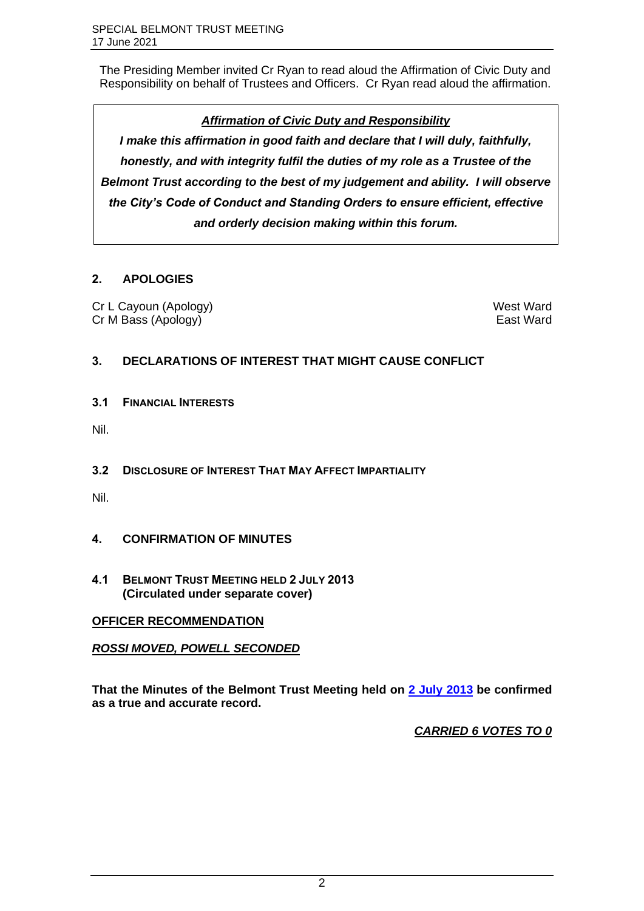The Presiding Member invited Cr Ryan to read aloud the Affirmation of Civic Duty and Responsibility on behalf of Trustees and Officers. Cr Ryan read aloud the affirmation.

> ***Affirmation of Civic Duty and Responsibility***
>
> ***I make this affirmation in good faith and declare that I will duly, faithfully, honestly, and with integrity fulfil the duties of my role as a Trustee of the Belmont Trust according to the best of my judgement and ability. I will observe the City's Code of Conduct and Standing Orders to ensure efficient, effective and orderly decision making within this forum.***

## 2. APOLOGIES

Cr L Cayoun (Apology) — West Ward
Cr M Bass (Apology) — East Ward

## 3. DECLARATIONS OF INTEREST THAT MIGHT CAUSE CONFLICT

### 3.1 FINANCIAL INTERESTS

Nil.

### 3.2 DISCLOSURE OF INTEREST THAT MAY AFFECT IMPARTIALITY

Nil.

## 4. CONFIRMATION OF MINUTES

### 4.1 BELMONT TRUST MEETING HELD 2 JULY 2013 (Circulated under separate cover)

**OFFICER RECOMMENDATION**

***ROSSI MOVED, POWELL SECONDED***

**That the Minutes of the Belmont Trust Meeting held on 2 July 2013 be confirmed as a true and accurate record.**

***CARRIED 6 VOTES TO 0***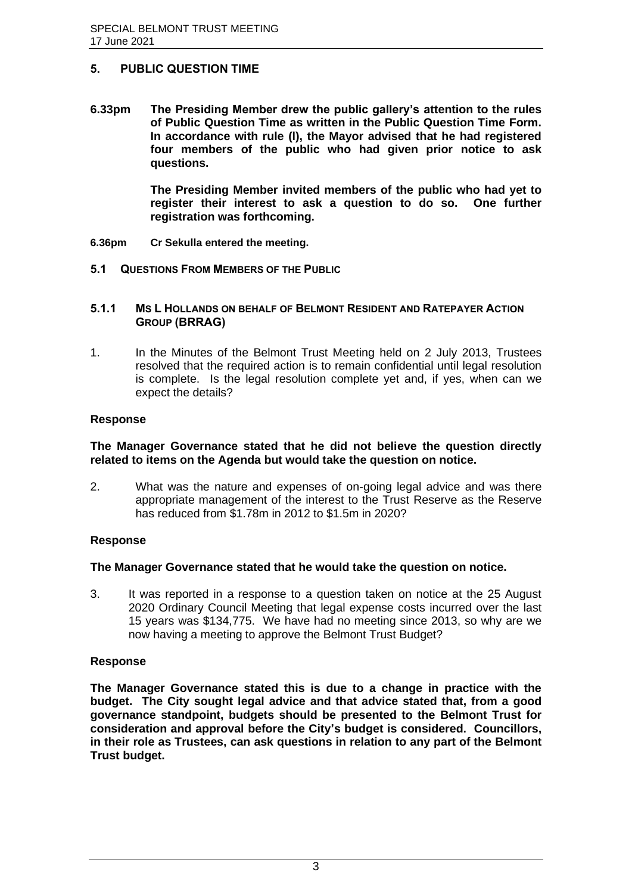## 5. PUBLIC QUESTION TIME

**6.33pm The Presiding Member drew the public gallery's attention to the rules of Public Question Time as written in the Public Question Time Form. In accordance with rule (l), the Mayor advised that he had registered four members of the public who had given prior notice to ask questions.**

**The Presiding Member invited members of the public who had yet to register their interest to ask a question to do so. One further registration was forthcoming.**

**6.36pm Cr Sekulla entered the meeting.**

### 5.1 QUESTIONS FROM MEMBERS OF THE PUBLIC

#### 5.1.1 MS L HOLLANDS ON BEHALF OF BELMONT RESIDENT AND RATEPAYER ACTION GROUP (BRRAG)

1. In the Minutes of the Belmont Trust Meeting held on 2 July 2013, Trustees resolved that the required action is to remain confidential until legal resolution is complete. Is the legal resolution complete yet and, if yes, when can we expect the details?

**Response**

**The Manager Governance stated that he did not believe the question directly related to items on the Agenda but would take the question on notice.**

2. What was the nature and expenses of on-going legal advice and was there appropriate management of the interest to the Trust Reserve as the Reserve has reduced from $1.78m in 2012 to $1.5m in 2020?

**Response**

**The Manager Governance stated that he would take the question on notice.**

3. It was reported in a response to a question taken on notice at the 25 August 2020 Ordinary Council Meeting that legal expense costs incurred over the last 15 years was $134,775. We have had no meeting since 2013, so why are we now having a meeting to approve the Belmont Trust Budget?

**Response**

**The Manager Governance stated this is due to a change in practice with the budget. The City sought legal advice and that advice stated that, from a good governance standpoint, budgets should be presented to the Belmont Trust for consideration and approval before the City's budget is considered. Councillors, in their role as Trustees, can ask questions in relation to any part of the Belmont Trust budget.**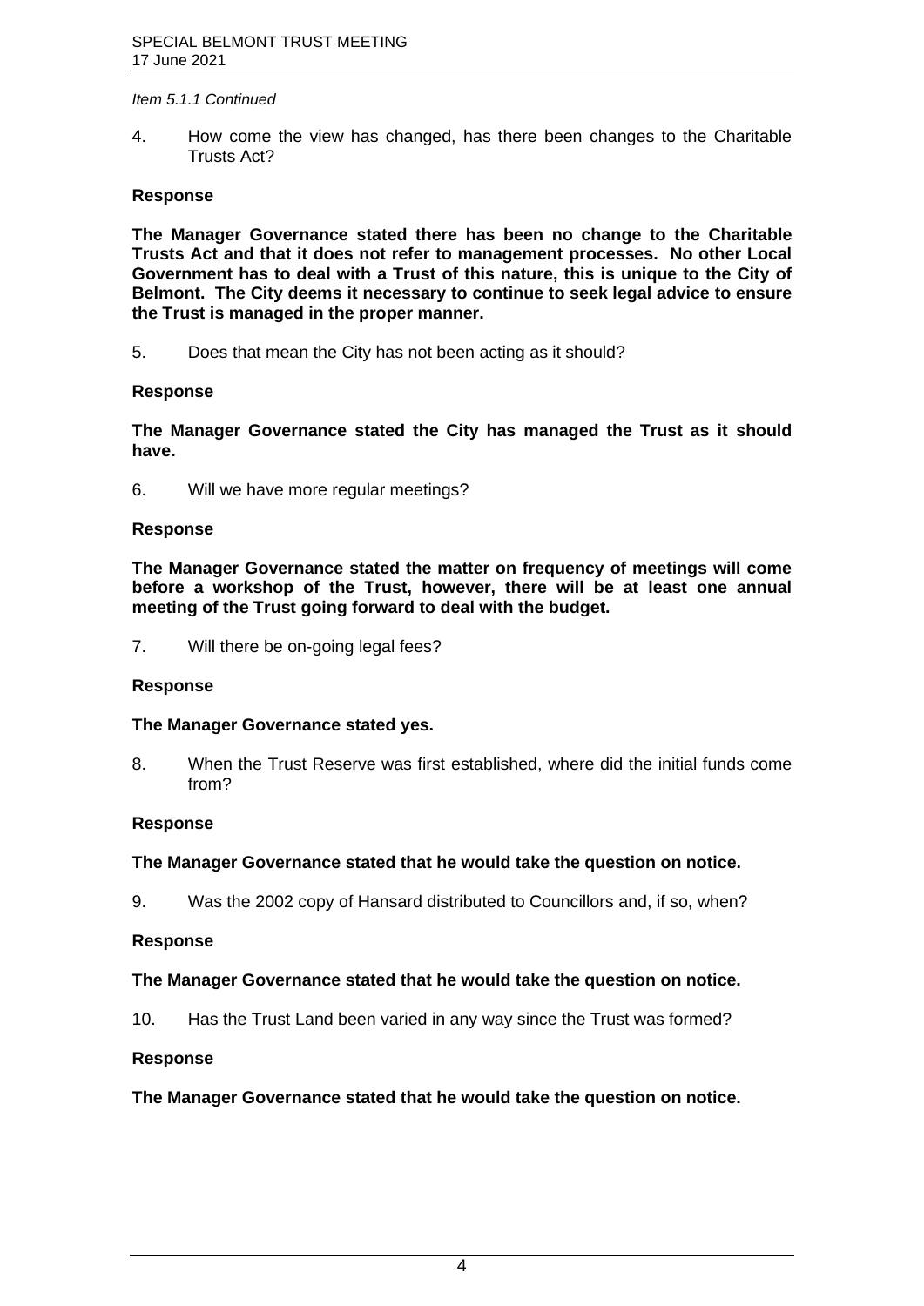*Item 5.1.1 Continued*

4. How come the view has changed, has there been changes to the Charitable Trusts Act?

**Response**

**The Manager Governance stated there has been no change to the Charitable Trusts Act and that it does not refer to management processes. No other Local Government has to deal with a Trust of this nature, this is unique to the City of Belmont. The City deems it necessary to continue to seek legal advice to ensure the Trust is managed in the proper manner.**

5. Does that mean the City has not been acting as it should?

**Response**

**The Manager Governance stated the City has managed the Trust as it should have.**

6. Will we have more regular meetings?

**Response**

**The Manager Governance stated the matter on frequency of meetings will come before a workshop of the Trust, however, there will be at least one annual meeting of the Trust going forward to deal with the budget.**

7. Will there be on-going legal fees?

**Response**

**The Manager Governance stated yes.**

8. When the Trust Reserve was first established, where did the initial funds come from?

**Response**

**The Manager Governance stated that he would take the question on notice.**

9. Was the 2002 copy of Hansard distributed to Councillors and, if so, when?

**Response**

**The Manager Governance stated that he would take the question on notice.**

10. Has the Trust Land been varied in any way since the Trust was formed?

**Response**

**The Manager Governance stated that he would take the question on notice.**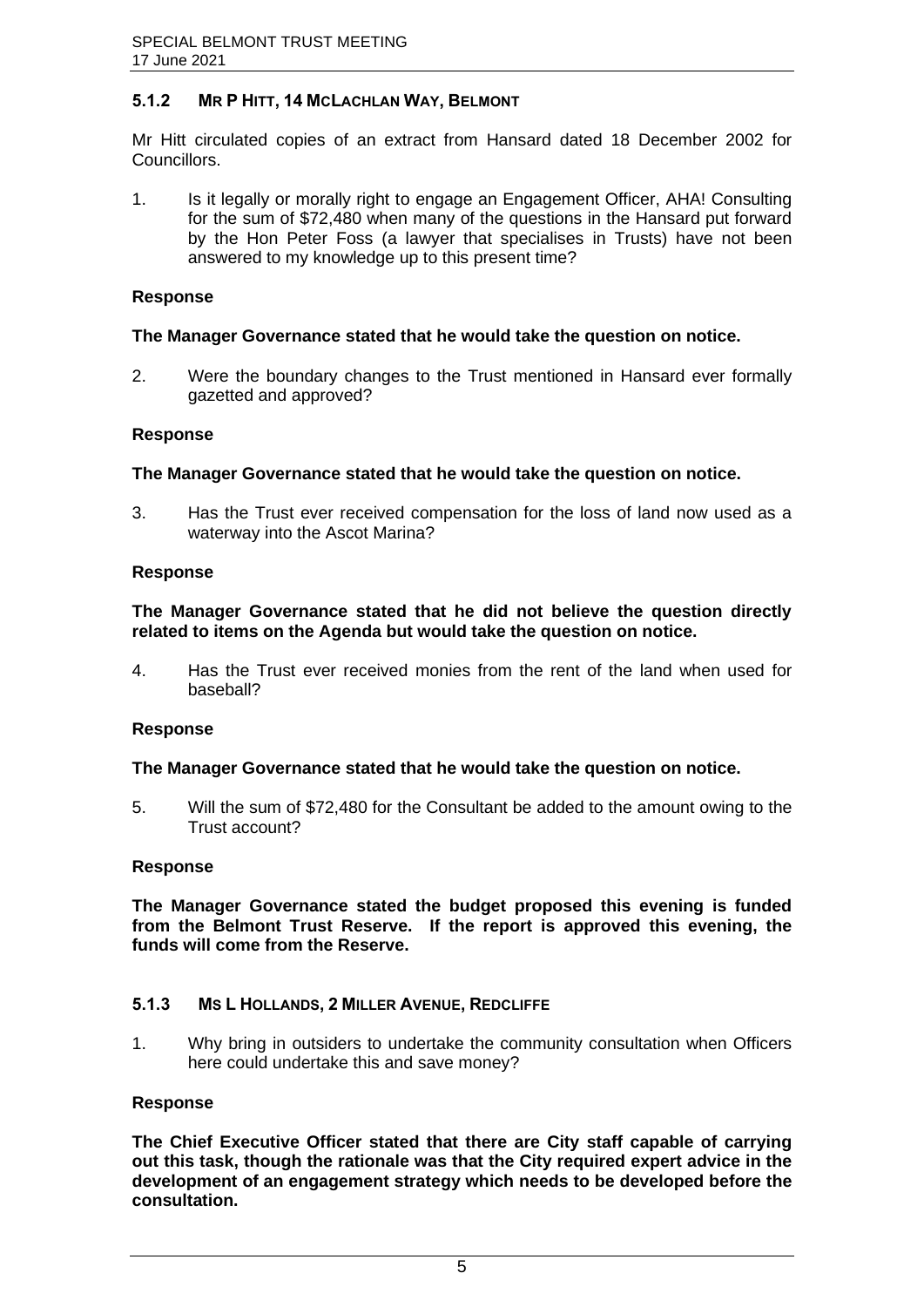### 5.1.2 MR P HITT, 14 MCLACHLAN WAY, BELMONT

Mr Hitt circulated copies of an extract from Hansard dated 18 December 2002 for Councillors.

1. Is it legally or morally right to engage an Engagement Officer, AHA! Consulting for the sum of $72,480 when many of the questions in the Hansard put forward by the Hon Peter Foss (a lawyer that specialises in Trusts) have not been answered to my knowledge up to this present time?

**Response**

**The Manager Governance stated that he would take the question on notice.**

2. Were the boundary changes to the Trust mentioned in Hansard ever formally gazetted and approved?

**Response**

**The Manager Governance stated that he would take the question on notice.**

3. Has the Trust ever received compensation for the loss of land now used as a waterway into the Ascot Marina?

**Response**

**The Manager Governance stated that he did not believe the question directly related to items on the Agenda but would take the question on notice.**

4. Has the Trust ever received monies from the rent of the land when used for baseball?

**Response**

**The Manager Governance stated that he would take the question on notice.**

5. Will the sum of $72,480 for the Consultant be added to the amount owing to the Trust account?

**Response**

**The Manager Governance stated the budget proposed this evening is funded from the Belmont Trust Reserve. If the report is approved this evening, the funds will come from the Reserve.**

### 5.1.3 MS L HOLLANDS, 2 MILLER AVENUE, REDCLIFFE

1. Why bring in outsiders to undertake the community consultation when Officers here could undertake this and save money?

**Response**

**The Chief Executive Officer stated that there are City staff capable of carrying out this task, though the rationale was that the City required expert advice in the development of an engagement strategy which needs to be developed before the consultation.**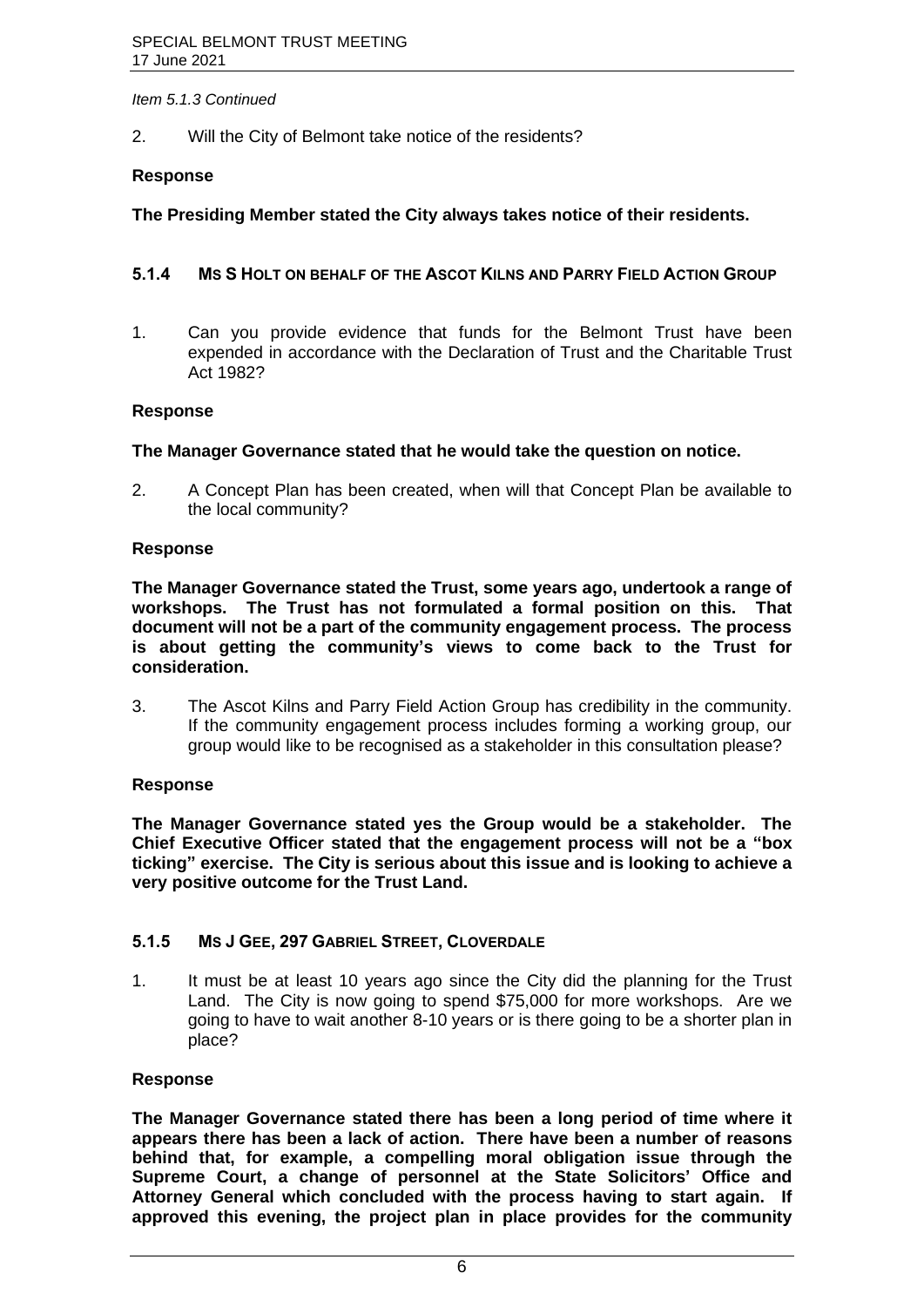*Item 5.1.3 Continued*

2. Will the City of Belmont take notice of the residents?

**Response**

**The Presiding Member stated the City always takes notice of their residents.**

### 5.1.4 MS S HOLT ON BEHALF OF THE ASCOT KILNS AND PARRY FIELD ACTION GROUP

1. Can you provide evidence that funds for the Belmont Trust have been expended in accordance with the Declaration of Trust and the Charitable Trust Act 1982?

**Response**

**The Manager Governance stated that he would take the question on notice.**

2. A Concept Plan has been created, when will that Concept Plan be available to the local community?

**Response**

**The Manager Governance stated the Trust, some years ago, undertook a range of workshops. The Trust has not formulated a formal position on this. That document will not be a part of the community engagement process. The process is about getting the community's views to come back to the Trust for consideration.**

3. The Ascot Kilns and Parry Field Action Group has credibility in the community. If the community engagement process includes forming a working group, our group would like to be recognised as a stakeholder in this consultation please?

**Response**

**The Manager Governance stated yes the Group would be a stakeholder. The Chief Executive Officer stated that the engagement process will not be a "box ticking" exercise. The City is serious about this issue and is looking to achieve a very positive outcome for the Trust Land.**

### 5.1.5 MS J GEE, 297 GABRIEL STREET, CLOVERDALE

1. It must be at least 10 years ago since the City did the planning for the Trust Land. The City is now going to spend $75,000 for more workshops. Are we going to have to wait another 8-10 years or is there going to be a shorter plan in place?

**Response**

**The Manager Governance stated there has been a long period of time where it appears there has been a lack of action. There have been a number of reasons behind that, for example, a compelling moral obligation issue through the Supreme Court, a change of personnel at the State Solicitors' Office and Attorney General which concluded with the process having to start again. If approved this evening, the project plan in place provides for the community**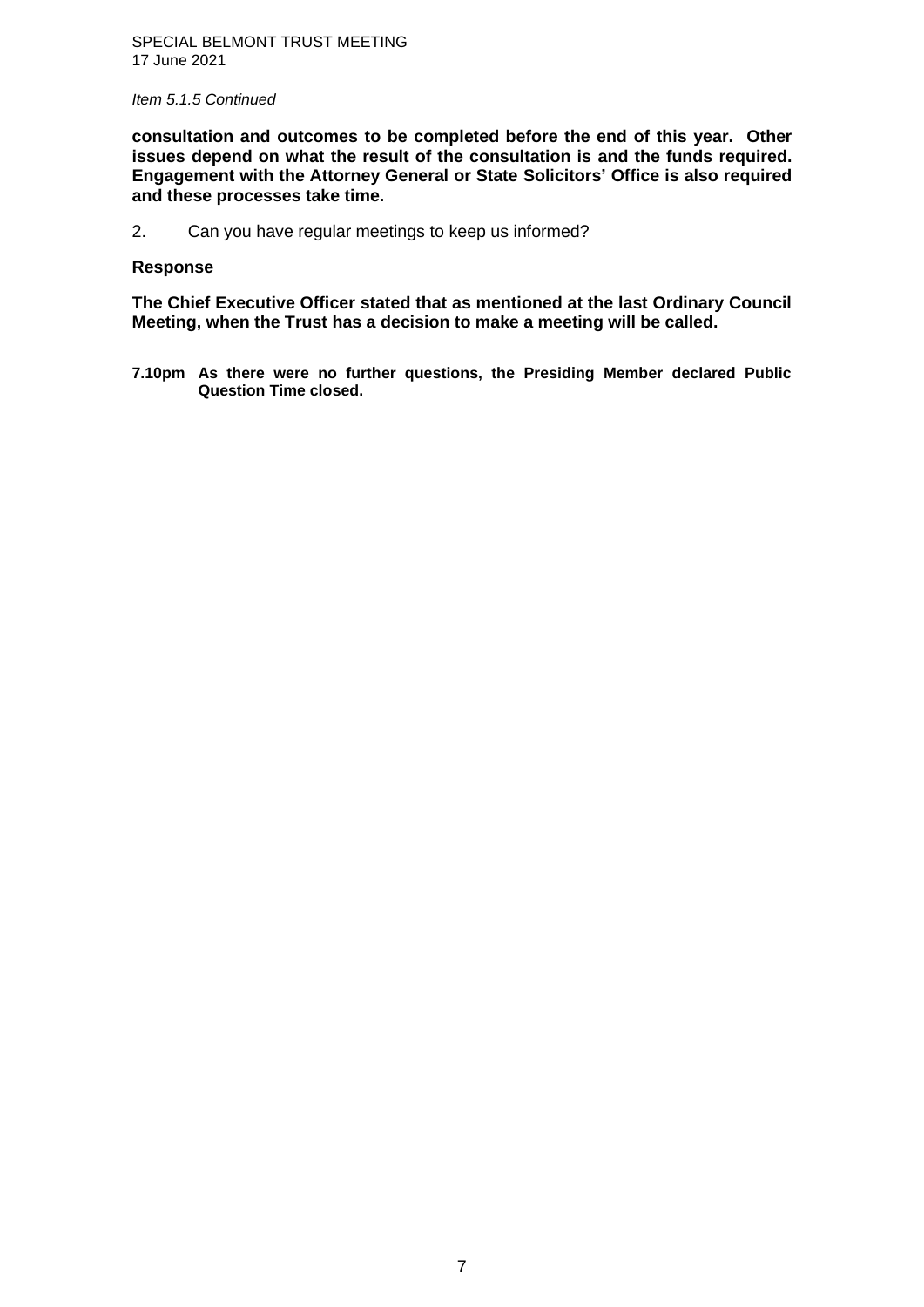*Item 5.1.5 Continued*

**consultation and outcomes to be completed before the end of this year. Other issues depend on what the result of the consultation is and the funds required. Engagement with the Attorney General or State Solicitors' Office is also required and these processes take time.**

2. Can you have regular meetings to keep us informed?

**Response**

**The Chief Executive Officer stated that as mentioned at the last Ordinary Council Meeting, when the Trust has a decision to make a meeting will be called.**

**7.10pm As there were no further questions, the Presiding Member declared Public Question Time closed.**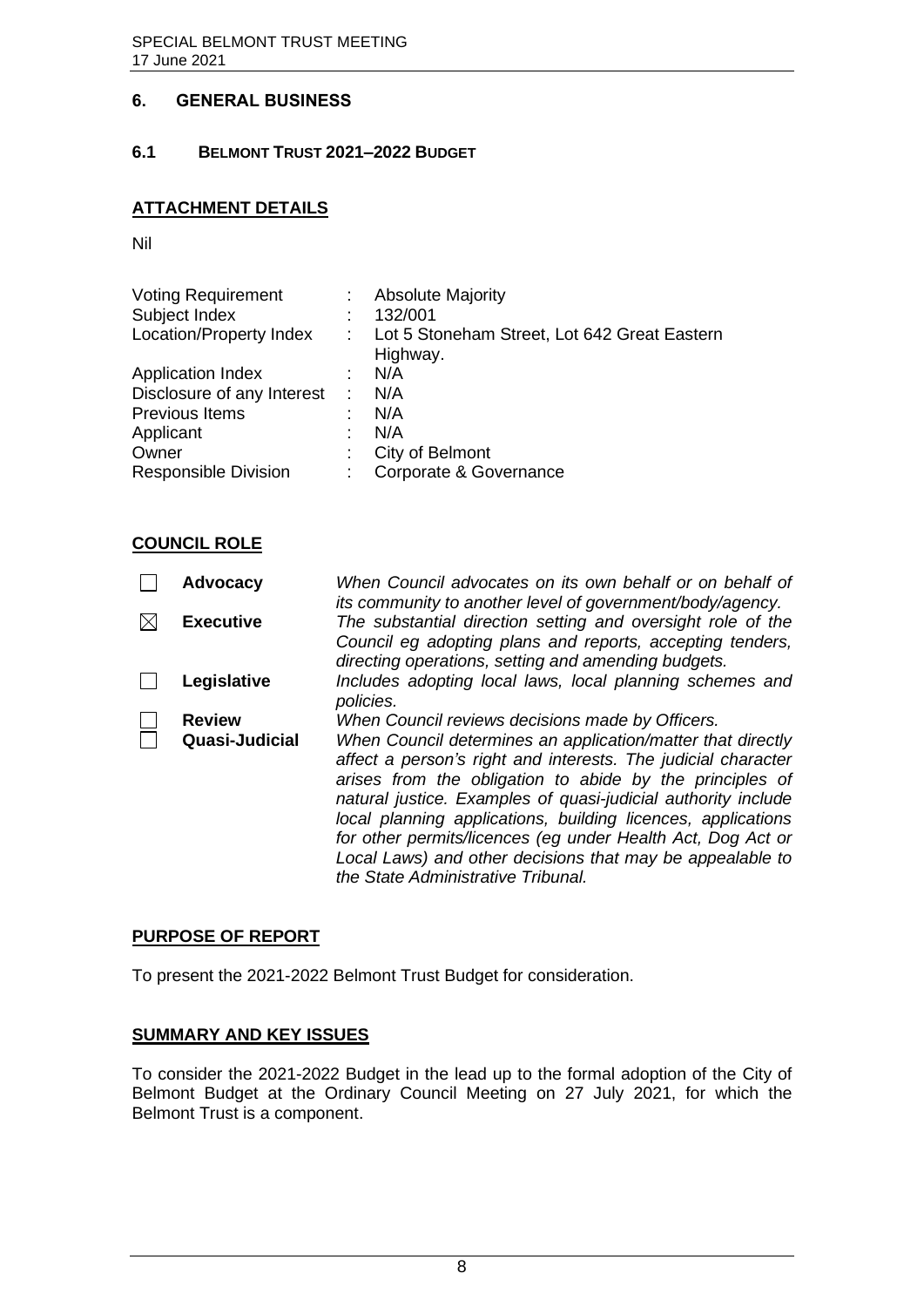## 6. GENERAL BUSINESS

### 6.1 BELMONT TRUST 2021–2022 BUDGET

**ATTACHMENT DETAILS**

Nil

| | | |
|---|---|---|
| Voting Requirement | : | Absolute Majority |
| Subject Index | : | 132/001 |
| Location/Property Index | : | Lot 5 Stoneham Street, Lot 642 Great Eastern Highway. |
| Application Index | : | N/A |
| Disclosure of any Interest | : | N/A |
| Previous Items | : | N/A |
| Applicant | : | N/A |
| Owner | : | City of Belmont |
| Responsible Division | : | Corporate & Governance |

**COUNCIL ROLE**

| | | |
|---|---|---|
| ☐ | **Advocacy** | *When Council advocates on its own behalf or on behalf of its community to another level of government/body/agency.* |
| ☒ | **Executive** | *The substantial direction setting and oversight role of the Council eg adopting plans and reports, accepting tenders, directing operations, setting and amending budgets.* |
| ☐ | **Legislative** | *Includes adopting local laws, local planning schemes and policies.* |
| ☐ | **Review** | *When Council reviews decisions made by Officers.* |
| ☐ | **Quasi-Judicial** | *When Council determines an application/matter that directly affect a person's right and interests. The judicial character arises from the obligation to abide by the principles of natural justice. Examples of quasi-judicial authority include local planning applications, building licences, applications for other permits/licences (eg under Health Act, Dog Act or Local Laws) and other decisions that may be appealable to the State Administrative Tribunal.* |

**PURPOSE OF REPORT**

To present the 2021-2022 Belmont Trust Budget for consideration.

**SUMMARY AND KEY ISSUES**

To consider the 2021-2022 Budget in the lead up to the formal adoption of the City of Belmont Budget at the Ordinary Council Meeting on 27 July 2021, for which the Belmont Trust is a component.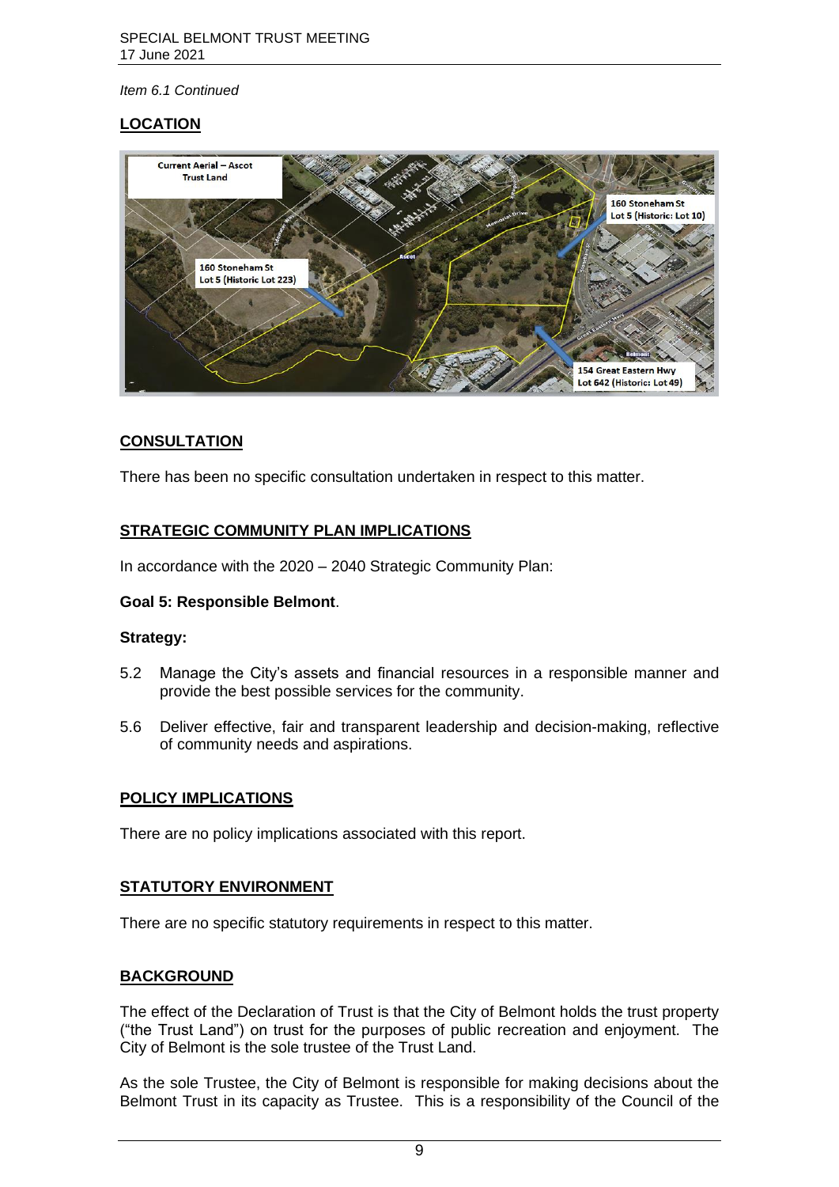*Item 6.1 Continued*

## LOCATION

## CONSULTATION

There has been no specific consultation undertaken in respect to this matter.

## STRATEGIC COMMUNITY PLAN IMPLICATIONS

In accordance with the 2020 – 2040 Strategic Community Plan:

**Goal 5: Responsible Belmont**.

**Strategy:**

5.2 Manage the City's assets and financial resources in a responsible manner and provide the best possible services for the community.

5.6 Deliver effective, fair and transparent leadership and decision-making, reflective of community needs and aspirations.

## POLICY IMPLICATIONS

There are no policy implications associated with this report.

## STATUTORY ENVIRONMENT

There are no specific statutory requirements in respect to this matter.

## BACKGROUND

The effect of the Declaration of Trust is that the City of Belmont holds the trust property ("the Trust Land") on trust for the purposes of public recreation and enjoyment. The City of Belmont is the sole trustee of the Trust Land.

As the sole Trustee, the City of Belmont is responsible for making decisions about the Belmont Trust in its capacity as Trustee. This is a responsibility of the Council of the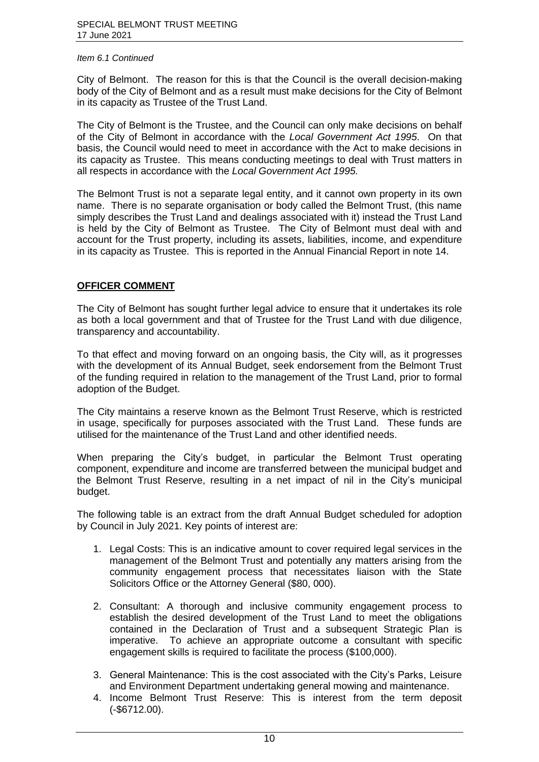*Item 6.1 Continued*

City of Belmont. The reason for this is that the Council is the overall decision-making body of the City of Belmont and as a result must make decisions for the City of Belmont in its capacity as Trustee of the Trust Land.

The City of Belmont is the Trustee, and the Council can only make decisions on behalf of the City of Belmont in accordance with the *Local Government Act 1995*. On that basis, the Council would need to meet in accordance with the Act to make decisions in its capacity as Trustee. This means conducting meetings to deal with Trust matters in all respects in accordance with the *Local Government Act 1995.*

The Belmont Trust is not a separate legal entity, and it cannot own property in its own name. There is no separate organisation or body called the Belmont Trust, (this name simply describes the Trust Land and dealings associated with it) instead the Trust Land is held by the City of Belmont as Trustee. The City of Belmont must deal with and account for the Trust property, including its assets, liabilities, income, and expenditure in its capacity as Trustee. This is reported in the Annual Financial Report in note 14.

## OFFICER COMMENT

The City of Belmont has sought further legal advice to ensure that it undertakes its role as both a local government and that of Trustee for the Trust Land with due diligence, transparency and accountability.

To that effect and moving forward on an ongoing basis, the City will, as it progresses with the development of its Annual Budget, seek endorsement from the Belmont Trust of the funding required in relation to the management of the Trust Land, prior to formal adoption of the Budget.

The City maintains a reserve known as the Belmont Trust Reserve, which is restricted in usage, specifically for purposes associated with the Trust Land. These funds are utilised for the maintenance of the Trust Land and other identified needs.

When preparing the City's budget, in particular the Belmont Trust operating component, expenditure and income are transferred between the municipal budget and the Belmont Trust Reserve, resulting in a net impact of nil in the City's municipal budget.

The following table is an extract from the draft Annual Budget scheduled for adoption by Council in July 2021. Key points of interest are:

1. Legal Costs: This is an indicative amount to cover required legal services in the management of the Belmont Trust and potentially any matters arising from the community engagement process that necessitates liaison with the State Solicitors Office or the Attorney General ($80, 000).
2. Consultant: A thorough and inclusive community engagement process to establish the desired development of the Trust Land to meet the obligations contained in the Declaration of Trust and a subsequent Strategic Plan is imperative. To achieve an appropriate outcome a consultant with specific engagement skills is required to facilitate the process ($100,000).
3. General Maintenance: This is the cost associated with the City's Parks, Leisure and Environment Department undertaking general mowing and maintenance.
4. Income Belmont Trust Reserve: This is interest from the term deposit (-$6712.00).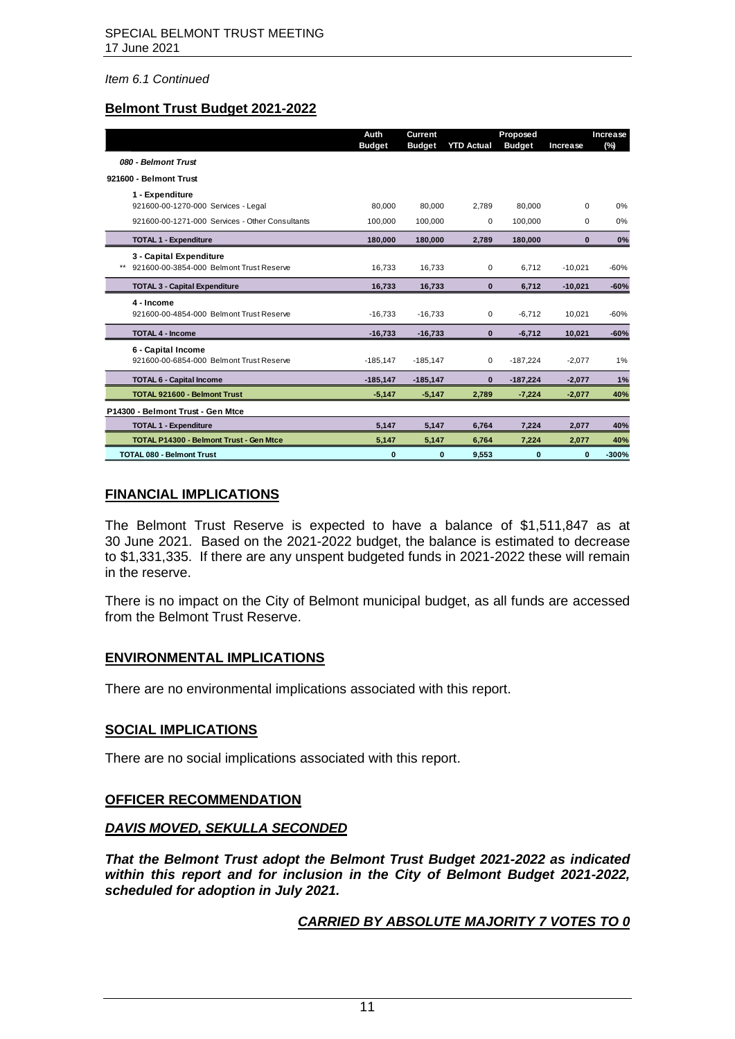*Item 6.1 Continued*

## Belmont Trust Budget 2021-2022

| | Auth Budget | Current Budget | YTD Actual | Proposed Budget | Increase | Increase (%) |
|---|---|---|---|---|---|---|
| ***080 - Belmont Trust*** | | | | | | |
| **921600 - Belmont Trust** | | | | | | |
| **1 - Expenditure** | | | | | | |
| 921600-00-1270-000 Services - Legal | 80,000 | 80,000 | 2,789 | 80,000 | 0 | 0% |
| 921600-00-1271-000 Services - Other Consultants | 100,000 | 100,000 | 0 | 100,000 | 0 | 0% |
| **TOTAL 1 - Expenditure** | **180,000** | **180,000** | **2,789** | **180,000** | **0** | **0%** |
| **3 - Capital Expenditure** | | | | | | |
| ** 921600-00-3854-000 Belmont Trust Reserve | 16,733 | 16,733 | 0 | 6,712 | -10,021 | -60% |
| **TOTAL 3 - Capital Expenditure** | **16,733** | **16,733** | **0** | **6,712** | **-10,021** | **-60%** |
| **4 - Income** | | | | | | |
| 921600-00-4854-000 Belmont Trust Reserve | -16,733 | -16,733 | 0 | -6,712 | 10,021 | -60% |
| **TOTAL 4 - Income** | **-16,733** | **-16,733** | **0** | **-6,712** | **10,021** | **-60%** |
| **6 - Capital Income** | | | | | | |
| 921600-00-6854-000 Belmont Trust Reserve | -185,147 | -185,147 | 0 | -187,224 | -2,077 | 1% |
| **TOTAL 6 - Capital Income** | **-185,147** | **-185,147** | **0** | **-187,224** | **-2,077** | **1%** |
| **TOTAL 921600 - Belmont Trust** | **-5,147** | **-5,147** | **2,789** | **-7,224** | **-2,077** | **40%** |
| **P14300 - Belmont Trust - Gen Mtce** | | | | | | |
| **TOTAL 1 - Expenditure** | **5,147** | **5,147** | **6,764** | **7,224** | **2,077** | **40%** |
| **TOTAL P14300 - Belmont Trust - Gen Mtce** | **5,147** | **5,147** | **6,764** | **7,224** | **2,077** | **40%** |
| **TOTAL 080 - Belmont Trust** | **0** | **0** | **9,553** | **0** | **0** | **-300%** |

## FINANCIAL IMPLICATIONS

The Belmont Trust Reserve is expected to have a balance of $1,511,847 as at 30 June 2021. Based on the 2021-2022 budget, the balance is estimated to decrease to $1,331,335. If there are any unspent budgeted funds in 2021-2022 these will remain in the reserve.

There is no impact on the City of Belmont municipal budget, as all funds are accessed from the Belmont Trust Reserve.

## ENVIRONMENTAL IMPLICATIONS

There are no environmental implications associated with this report.

## SOCIAL IMPLICATIONS

There are no social implications associated with this report.

## OFFICER RECOMMENDATION

***DAVIS MOVED, SEKULLA SECONDED***

***That the Belmont Trust adopt the Belmont Trust Budget 2021-2022 as indicated within this report and for inclusion in the City of Belmont Budget 2021-2022, scheduled for adoption in July 2021.***

***CARRIED BY ABSOLUTE MAJORITY 7 VOTES TO 0***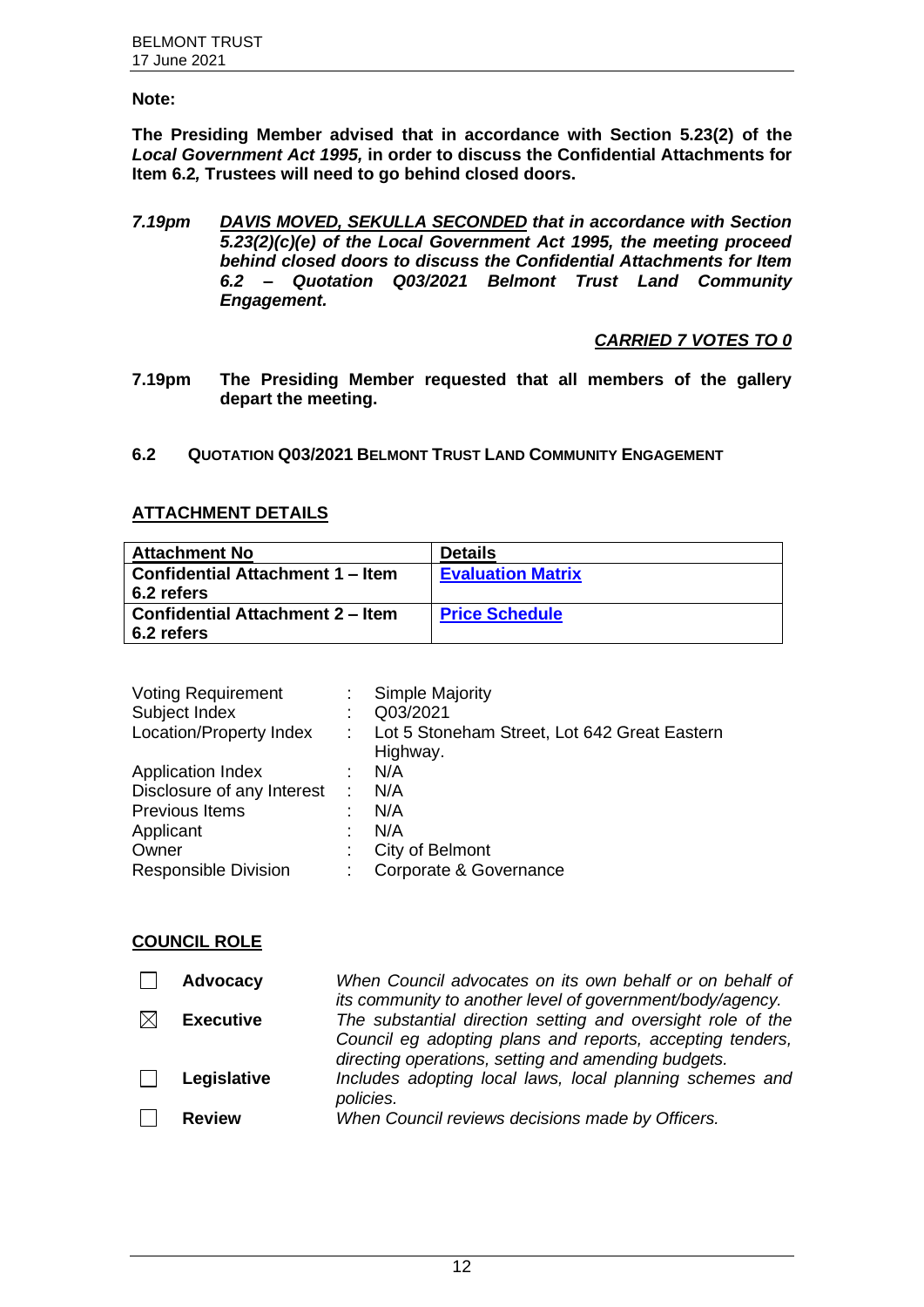**Note:**

**The Presiding Member advised that in accordance with Section 5.23(2) of the *Local Government Act 1995,* in order to discuss the Confidential Attachments for Item 6.2*,* Trustees will need to go behind closed doors.**

***7.19pm*** ***<u>DAVIS MOVED, SEKULLA SECONDED</u> that in accordance with Section 5.23(2)(c)(e) of the Local Government Act 1995, the meeting proceed behind closed doors to discuss the Confidential Attachments for Item 6.2 – Quotation Q03/2021 Belmont Trust Land Community Engagement.***

***<u>CARRIED 7 VOTES TO 0</u>***

**7.19pm** **The Presiding Member requested that all members of the gallery depart the meeting.**

## 6.2 QUOTATION Q03/2021 BELMONT TRUST LAND COMMUNITY ENGAGEMENT

**<u>ATTACHMENT DETAILS</u>**

| Attachment No | Details |
|---|---|
| **Confidential Attachment 1 – Item 6.2 refers** | **Evaluation Matrix** |
| **Confidential Attachment 2 – Item 6.2 refers** | **Price Schedule** |

| | | |
|---|---|---|
| Voting Requirement | : | Simple Majority |
| Subject Index | : | Q03/2021 |
| Location/Property Index | : | Lot 5 Stoneham Street, Lot 642 Great Eastern Highway. |
| Application Index | : | N/A |
| Disclosure of any Interest | : | N/A |
| Previous Items | : | N/A |
| Applicant | : | N/A |
| Owner | : | City of Belmont |
| Responsible Division | : | Corporate & Governance |

**<u>COUNCIL ROLE</u>**

| | | |
|---|---|---|
| ☐ | **Advocacy** | *When Council advocates on its own behalf or on behalf of its community to another level of government/body/agency.* |
| ☒ | **Executive** | *The substantial direction setting and oversight role of the Council eg adopting plans and reports, accepting tenders, directing operations, setting and amending budgets.* |
| ☐ | **Legislative** | *Includes adopting local laws, local planning schemes and policies.* |
| ☐ | **Review** | *When Council reviews decisions made by Officers.* |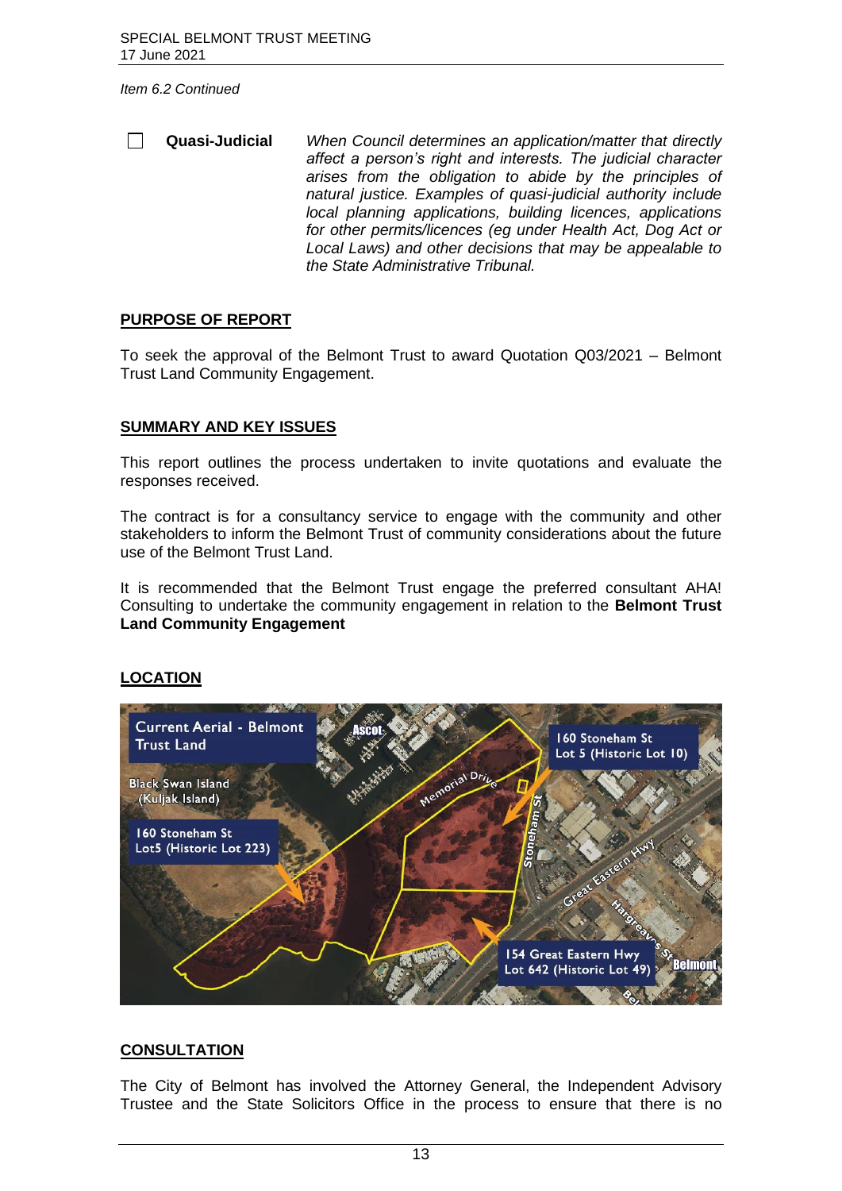*Item 6.2 Continued*

☐ **Quasi-Judicial** *When Council determines an application/matter that directly affect a person's right and interests. The judicial character arises from the obligation to abide by the principles of natural justice. Examples of quasi-judicial authority include local planning applications, building licences, applications for other permits/licences (eg under Health Act, Dog Act or Local Laws) and other decisions that may be appealable to the State Administrative Tribunal.*

## PURPOSE OF REPORT

To seek the approval of the Belmont Trust to award Quotation Q03/2021 – Belmont Trust Land Community Engagement.

## SUMMARY AND KEY ISSUES

This report outlines the process undertaken to invite quotations and evaluate the responses received.

The contract is for a consultancy service to engage with the community and other stakeholders to inform the Belmont Trust of community considerations about the future use of the Belmont Trust Land.

It is recommended that the Belmont Trust engage the preferred consultant AHA! Consulting to undertake the community engagement in relation to the **Belmont Trust Land Community Engagement**

## LOCATION

Current Aerial - Belmont Trust Land

Black Swan Island (Kuljak Island)

160 Stoneham St Lot5 (Historic Lot 223)

160 Stoneham St Lot 5 (Historic Lot 10)

154 Great Eastern Hwy Lot 642 (Historic Lot 49)

## CONSULTATION

The City of Belmont has involved the Attorney General, the Independent Advisory Trustee and the State Solicitors Office in the process to ensure that there is no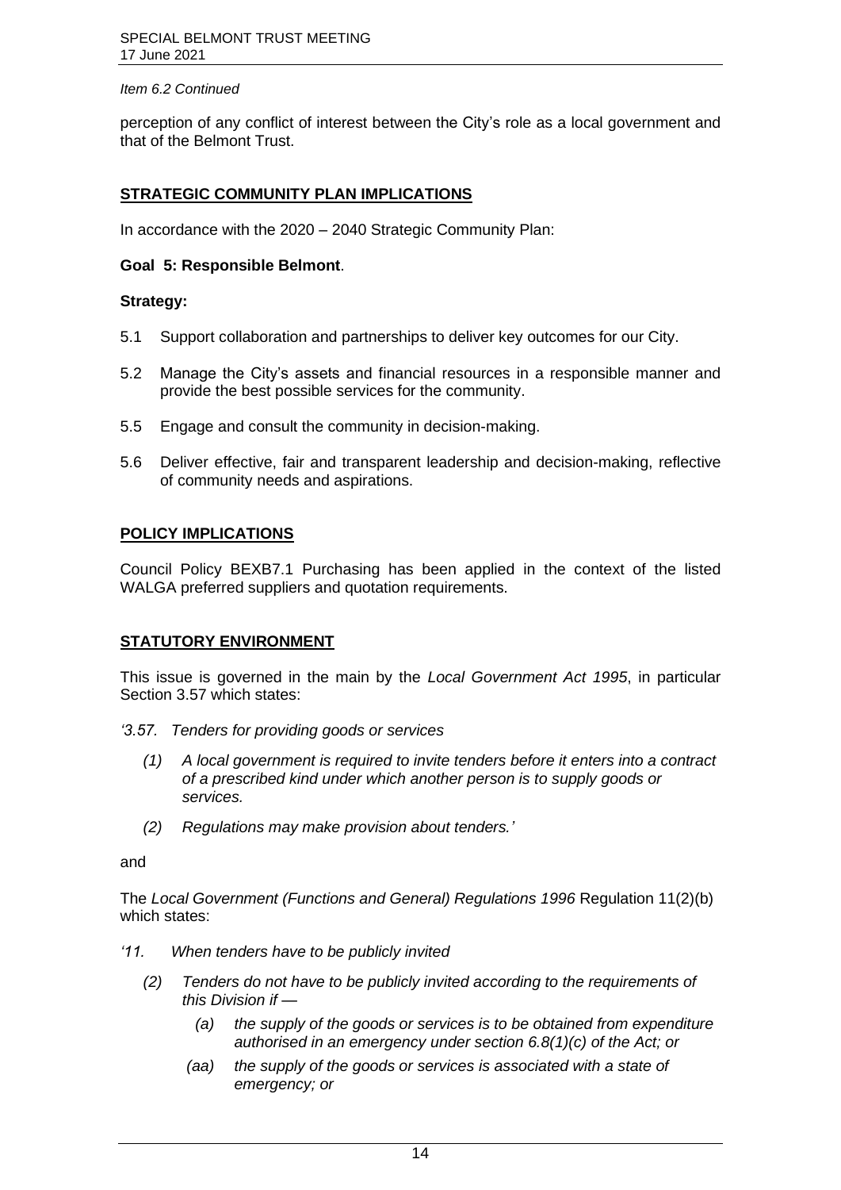*Item 6.2 Continued*

perception of any conflict of interest between the City's role as a local government and that of the Belmont Trust.

## STRATEGIC COMMUNITY PLAN IMPLICATIONS

In accordance with the 2020 – 2040 Strategic Community Plan:

**Goal 5: Responsible Belmont**.

**Strategy:**

5.1 Support collaboration and partnerships to deliver key outcomes for our City.

5.2 Manage the City's assets and financial resources in a responsible manner and provide the best possible services for the community.

5.5 Engage and consult the community in decision-making.

5.6 Deliver effective, fair and transparent leadership and decision-making, reflective of community needs and aspirations.

## POLICY IMPLICATIONS

Council Policy BEXB7.1 Purchasing has been applied in the context of the listed WALGA preferred suppliers and quotation requirements.

## STATUTORY ENVIRONMENT

This issue is governed in the main by the *Local Government Act 1995*, in particular Section 3.57 which states:

*'3.57. Tenders for providing goods or services*

*(1) A local government is required to invite tenders before it enters into a contract of a prescribed kind under which another person is to supply goods or services.*

*(2) Regulations may make provision about tenders.'*

and

The *Local Government (Functions and General) Regulations 1996* Regulation 11(2)(b) which states:

*'11. When tenders have to be publicly invited*

*(2) Tenders do not have to be publicly invited according to the requirements of this Division if —*

*(a) the supply of the goods or services is to be obtained from expenditure authorised in an emergency under section 6.8(1)(c) of the Act; or*

*(aa) the supply of the goods or services is associated with a state of emergency; or*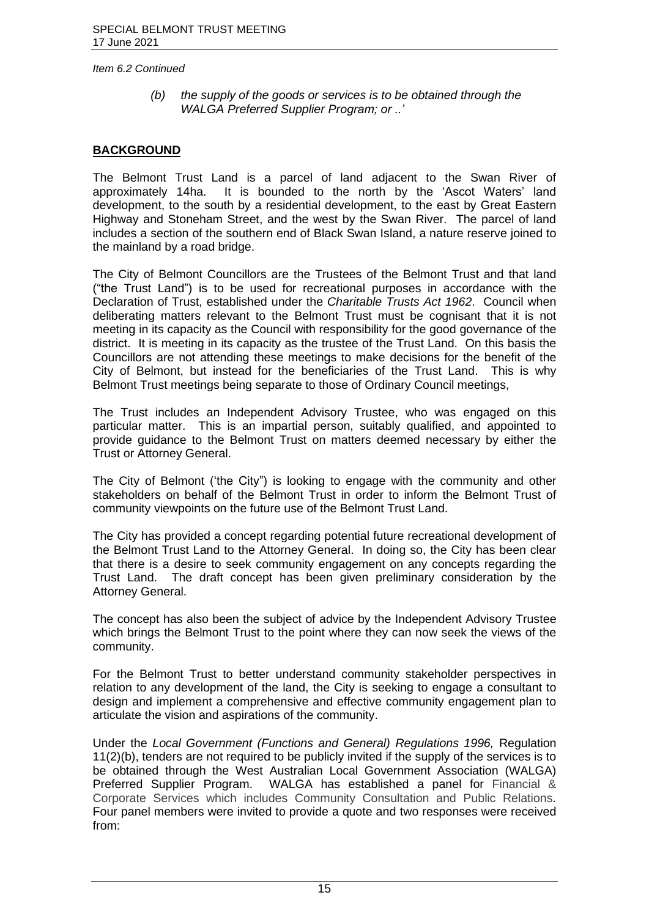*Item 6.2 Continued*

> *(b) the supply of the goods or services is to be obtained through the WALGA Preferred Supplier Program; or ..'*

## BACKGROUND

The Belmont Trust Land is a parcel of land adjacent to the Swan River of approximately 14ha. It is bounded to the north by the 'Ascot Waters' land development, to the south by a residential development, to the east by Great Eastern Highway and Stoneham Street, and the west by the Swan River. The parcel of land includes a section of the southern end of Black Swan Island, a nature reserve joined to the mainland by a road bridge.

The City of Belmont Councillors are the Trustees of the Belmont Trust and that land ("the Trust Land") is to be used for recreational purposes in accordance with the Declaration of Trust, established under the *Charitable Trusts Act 1962*. Council when deliberating matters relevant to the Belmont Trust must be cognisant that it is not meeting in its capacity as the Council with responsibility for the good governance of the district. It is meeting in its capacity as the trustee of the Trust Land. On this basis the Councillors are not attending these meetings to make decisions for the benefit of the City of Belmont, but instead for the beneficiaries of the Trust Land. This is why Belmont Trust meetings being separate to those of Ordinary Council meetings,

The Trust includes an Independent Advisory Trustee, who was engaged on this particular matter. This is an impartial person, suitably qualified, and appointed to provide guidance to the Belmont Trust on matters deemed necessary by either the Trust or Attorney General.

The City of Belmont ('the City") is looking to engage with the community and other stakeholders on behalf of the Belmont Trust in order to inform the Belmont Trust of community viewpoints on the future use of the Belmont Trust Land.

The City has provided a concept regarding potential future recreational development of the Belmont Trust Land to the Attorney General. In doing so, the City has been clear that there is a desire to seek community engagement on any concepts regarding the Trust Land. The draft concept has been given preliminary consideration by the Attorney General.

The concept has also been the subject of advice by the Independent Advisory Trustee which brings the Belmont Trust to the point where they can now seek the views of the community.

For the Belmont Trust to better understand community stakeholder perspectives in relation to any development of the land, the City is seeking to engage a consultant to design and implement a comprehensive and effective community engagement plan to articulate the vision and aspirations of the community.

Under the *Local Government (Functions and General) Regulations 1996,* Regulation 11(2)(b), tenders are not required to be publicly invited if the supply of the services is to be obtained through the West Australian Local Government Association (WALGA) Preferred Supplier Program. WALGA has established a panel for Financial & Corporate Services which includes Community Consultation and Public Relations. Four panel members were invited to provide a quote and two responses were received from: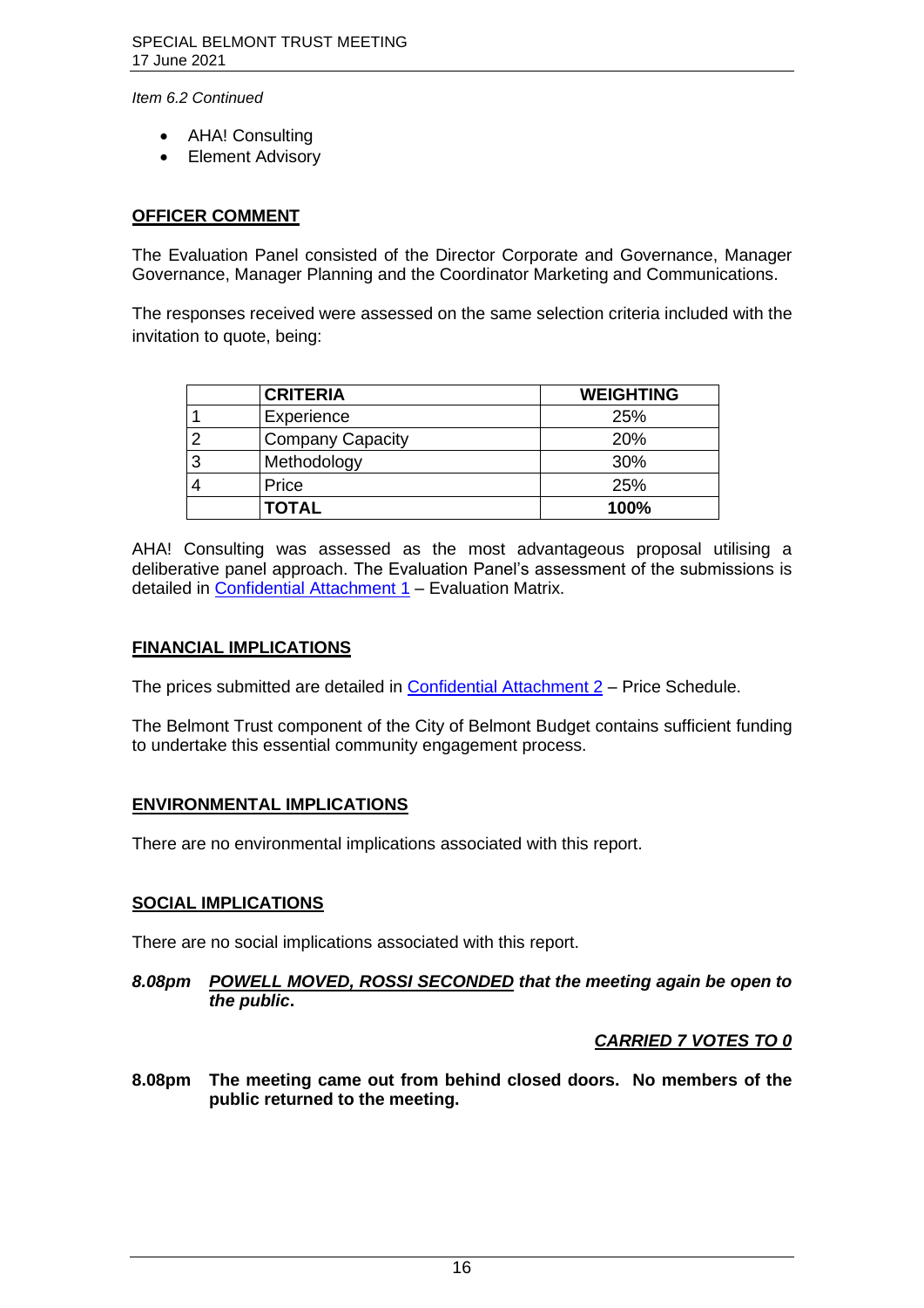*Item 6.2 Continued*

- AHA! Consulting
- Element Advisory

**<u>OFFICER COMMENT</u>**

The Evaluation Panel consisted of the Director Corporate and Governance, Manager Governance, Manager Planning and the Coordinator Marketing and Communications.

The responses received were assessed on the same selection criteria included with the invitation to quote, being:

| | CRITERIA | WEIGHTING |
|---|---|---|
| 1 | Experience | 25% |
| 2 | Company Capacity | 20% |
| 3 | Methodology | 30% |
| 4 | Price | 25% |
| | **TOTAL** | **100%** |

AHA! Consulting was assessed as the most advantageous proposal utilising a deliberative panel approach. The Evaluation Panel's assessment of the submissions is detailed in Confidential Attachment 1 – Evaluation Matrix.

**<u>FINANCIAL IMPLICATIONS</u>**

The prices submitted are detailed in Confidential Attachment 2 – Price Schedule.

The Belmont Trust component of the City of Belmont Budget contains sufficient funding to undertake this essential community engagement process.

**<u>ENVIRONMENTAL IMPLICATIONS</u>**

There are no environmental implications associated with this report.

**<u>SOCIAL IMPLICATIONS</u>**

There are no social implications associated with this report.

***8.08pm <u>POWELL MOVED, ROSSI SECONDED</u> that the meeting again be open to the public.***

***<u>CARRIED 7 VOTES TO 0</u>***

**8.08pm The meeting came out from behind closed doors. No members of the public returned to the meeting.**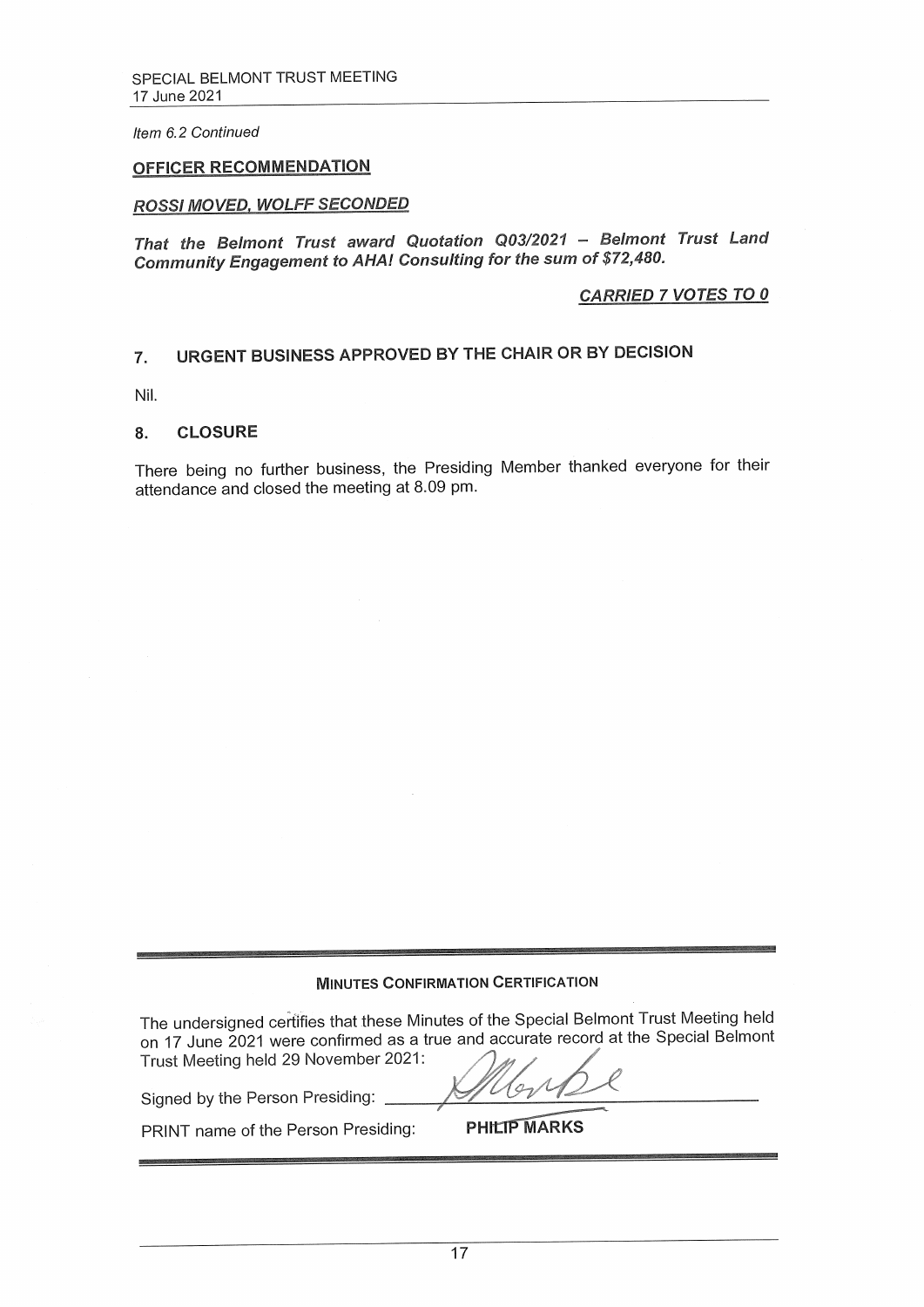*Item 6.2 Continued*

**OFFICER RECOMMENDATION**

***ROSSI MOVED, WOLFF SECONDED***

***That the Belmont Trust award Quotation Q03/2021 – Belmont Trust Land Community Engagement to AHA! Consulting for the sum of $72,480.***

***CARRIED 7 VOTES TO 0***

## 7. URGENT BUSINESS APPROVED BY THE CHAIR OR BY DECISION

Nil.

## 8. CLOSURE

There being no further business, the Presiding Member thanked everyone for their attendance and closed the meeting at 8.09 pm.

---

**MINUTES CONFIRMATION CERTIFICATION**

The undersigned certifies that these Minutes of the Special Belmont Trust Meeting held on 17 June 2021 were confirmed as a true and accurate record at the Special Belmont Trust Meeting held 29 November 2021:

Signed by the Person Presiding: [signature]

PRINT name of the Person Presiding: **PHILIP MARKS**

---